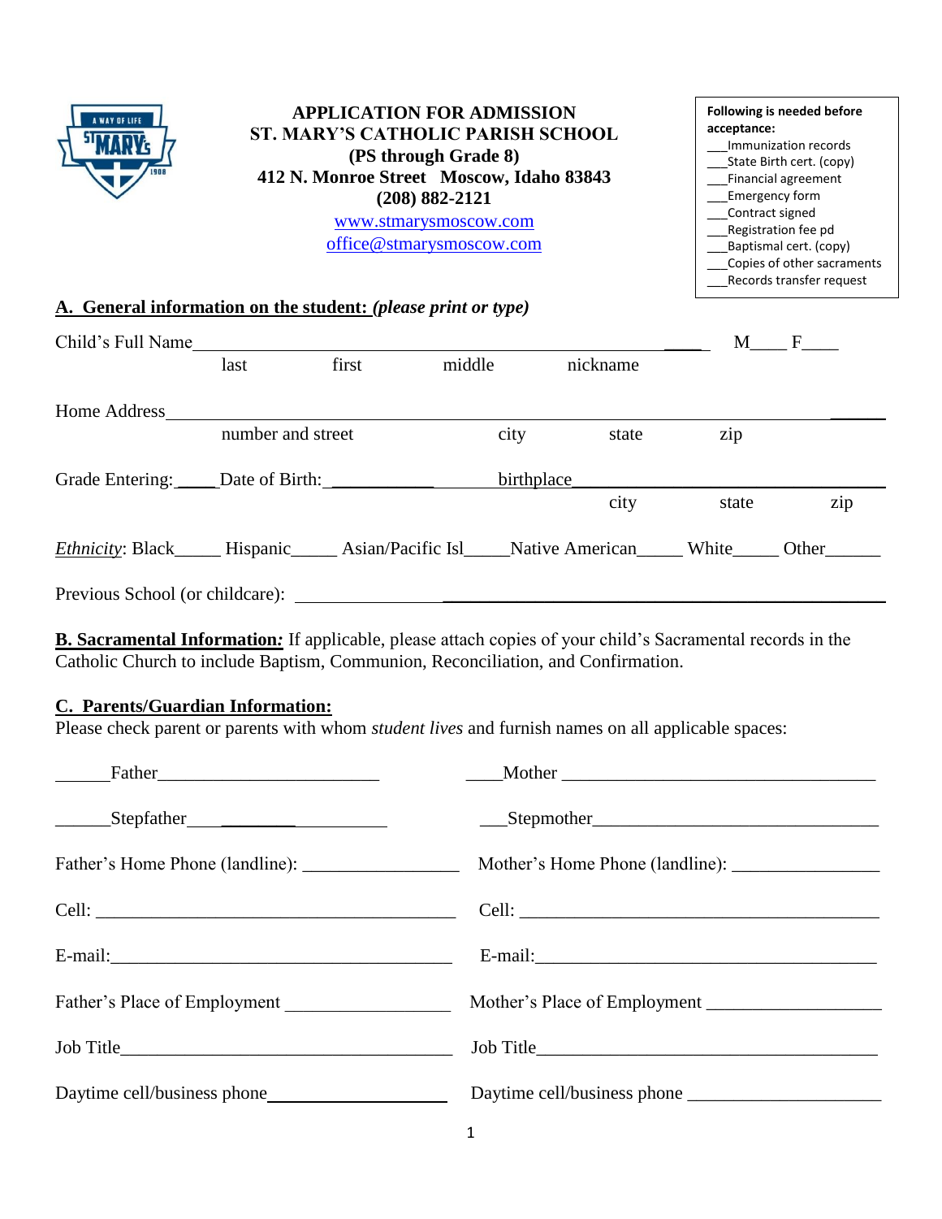# APPLICATION FOR ADMISSION
## ST. MARY'S CATHOLIC PARISH SCHOOL
**(PS through Grade 8)**
**412 N. Monroe Street Moscow, Idaho 83843**
**(208) 882-2121**
www.stmarysmoscow.com
office@stmarysmoscow.com

**Following is needed before acceptance:**
- ___Immunization records
- ___State Birth cert. (copy)
- ___Financial agreement
- ___Emergency form
- ___Contract signed
- ___Registration fee pd
- ___Baptismal cert. (copy)
- ___Copies of other sacraments
- ___Records transfer request

## A. General information on the student: *(please print or type)*

Child's Full Name_______________________________________________ M____ F____
last first middle nickname

Home Address________________________________________________________________
number and street city state zip

Grade Entering:_____Date of Birth: ____________ birthplace_____________________________
city state zip

*Ethnicity*: Black_____ Hispanic_____ Asian/Pacific Isl_____Native American_____ White_____ Other______

Previous School (or childcare): ________________________________________________

**B. Sacramental Information*:*** If applicable, please attach copies of your child's Sacramental records in the Catholic Church to include Baptism, Communion, Reconciliation, and Confirmation.

## C. Parents/Guardian Information:

Please check parent or parents with whom *student lives* and furnish names on all applicable spaces:

______Father________________________ ____Mother ___________________________________

______Stepfather_____________________ ___Stepmother_______________________________

Father's Home Phone (landline): _________________ Mother's Home Phone (landline): ________________

Cell: ________________________________________ Cell: ________________________________________

E-mail:_______________________________________ E-mail:_______________________________________

Father's Place of Employment _________________ Mother's Place of Employment ___________________

Job Title____________________________________ Job Title_____________________________________

Daytime cell/business phone____________________ Daytime cell/business phone _____________________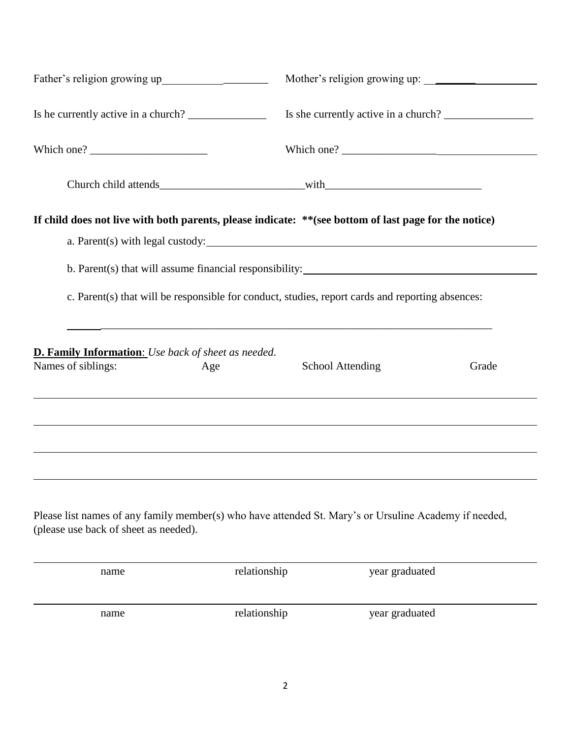Father's religion growing up____________________ Mother's religion growing up: ____________________

Is he currently active in a church? ______________ Is she currently active in a church? ________________

Which one? _____________________ Which one? __________________________________

Church child attends__________________________with____________________________

**If child does not live with both parents, please indicate: \*\*(see bottom of last page for the notice)**

a. Parent(s) with legal custody: ____________________________________________________________

b. Parent(s) that will assume financial responsibility: ____________________________________________

c. Parent(s) that will be responsible for conduct, studies, report cards and reporting absences:

______________________________________________________________________________

**D. Family Information**: *Use back of sheet as needed.*

| Names of siblings: | Age | School Attending | Grade |
|---|---|---|---|
| | | | |
| | | | |
| | | | |
| | | | |

Please list names of any family member(s) who have attended St. Mary's or Ursuline Academy if needed, (please use back of sheet as needed).

| name | relationship | year graduated |
|---|---|---|
| | | |

| name | relationship | year graduated |
|---|---|---|
| | | |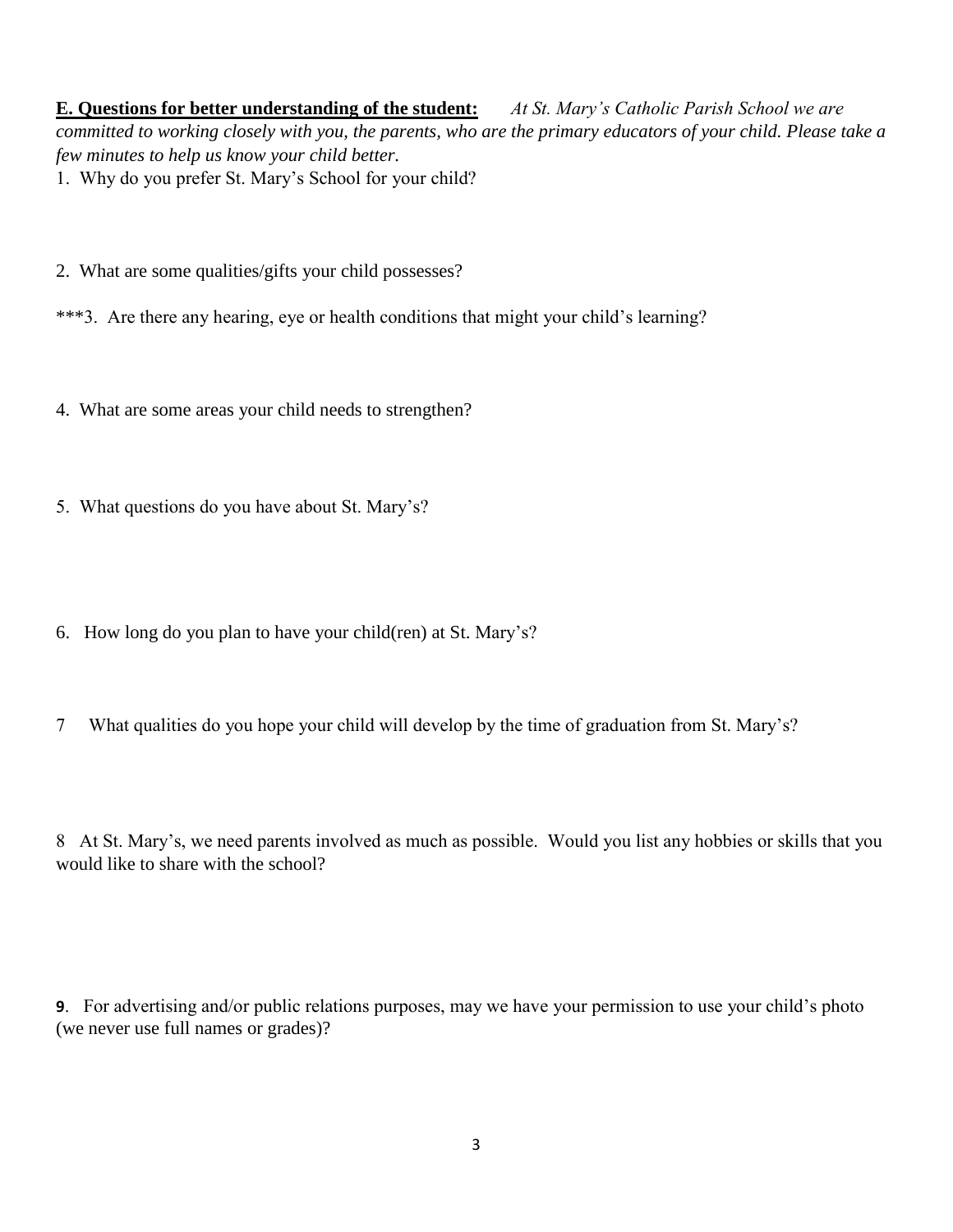**E. Questions for better understanding of the student:** *At St. Mary's Catholic Parish School we are committed to working closely with you, the parents, who are the primary educators of your child. Please take a few minutes to help us know your child better.*

1. Why do you prefer St. Mary's School for your child?

2. What are some qualities/gifts your child possesses?

***3. Are there any hearing, eye or health conditions that might your child's learning?

4. What are some areas your child needs to strengthen?

5. What questions do you have about St. Mary's?

6. How long do you plan to have your child(ren) at St. Mary's?

7 What qualities do you hope your child will develop by the time of graduation from St. Mary's?

8 At St. Mary's, we need parents involved as much as possible. Would you list any hobbies or skills that you would like to share with the school?

**9**. For advertising and/or public relations purposes, may we have your permission to use your child's photo (we never use full names or grades)?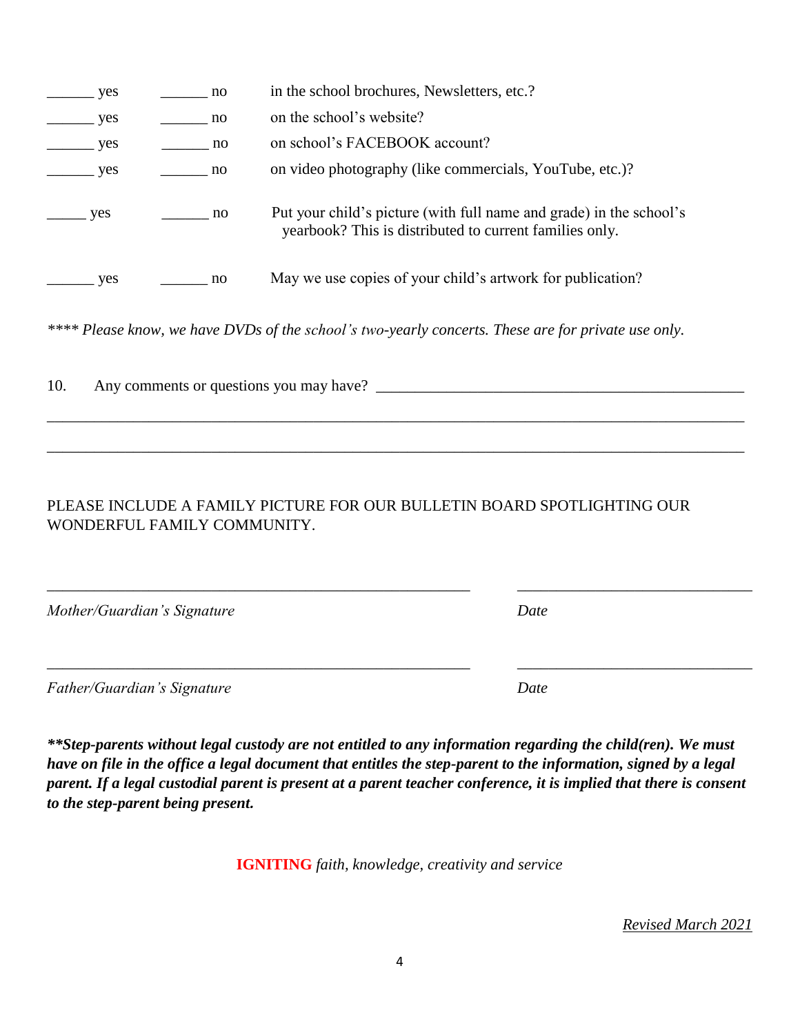______ yes ______ no in the school brochures, Newsletters, etc.?

______ yes ______ no on the school's website?

______ yes ______ no on school's FACEBOOK account?

______ yes ______ no on video photography (like commercials, YouTube, etc.)?

_____ yes ______ no Put your child's picture (with full name and grade) in the school's yearbook? This is distributed to current families only.

______ yes ______ no May we use copies of your child's artwork for publication?

*\*\*\*\* Please know, we have DVDs of the school's two-yearly concerts. These are for private use only.*

10. Any comments or questions you may have? ________________________________________________

_____________________________________________________________________________________

_____________________________________________________________________________________

PLEASE INCLUDE A FAMILY PICTURE FOR OUR BULLETIN BOARD SPOTLIGHTING OUR WONDERFUL FAMILY COMMUNITY.

_______________________________________________________ ______________________________

*Mother/Guardian's Signature* *Date*

_______________________________________________________ ______________________________

*Father/Guardian's Signature* *Date*

***\*\*Step-parents without legal custody are not entitled to any information regarding the child(ren). We must have on file in the office a legal document that entitles the step-parent to the information, signed by a legal parent. If a legal custodial parent is present at a parent teacher conference, it is implied that there is consent to the step-parent being present.***

**IGNITING** *faith, knowledge, creativity and service*

*Revised March 2021*